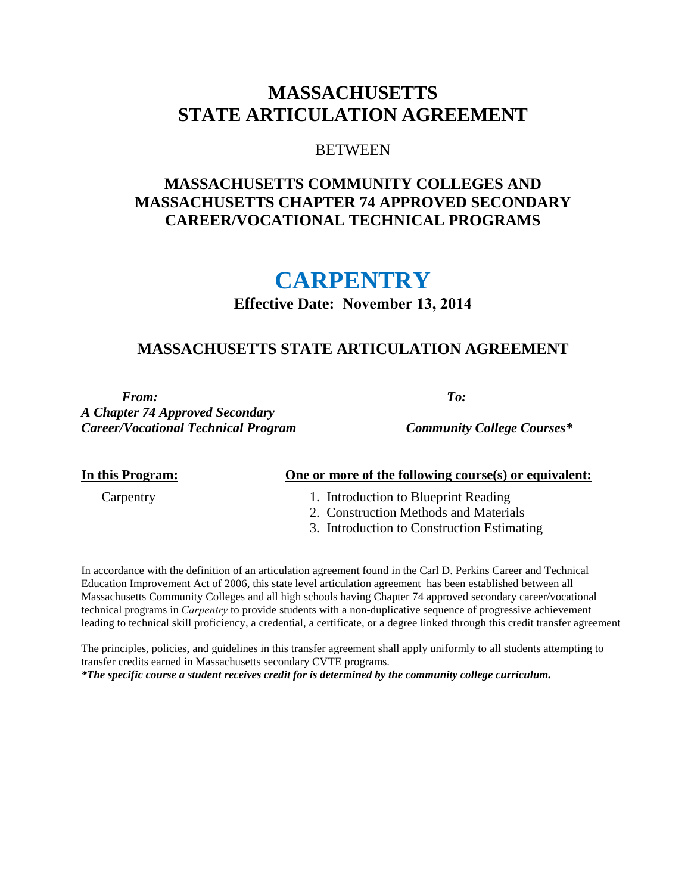# MASSACHUSETTS STATE ARTICULATION AGREEMENT

BETWEEN

## MASSACHUSETTS COMMUNITY COLLEGES AND MASSACHUSETTS CHAPTER 74 APPROVED SECONDARY CAREER/VOCATIONAL TECHNICAL PROGRAMS

# CARPENTRY

**Effective Date: November 13, 2014**

## MASSACHUSETTS STATE ARTICULATION AGREEMENT

| ***From:*** ***A Chapter 74 Approved Secondary Career/Vocational Technical Program*** | ***To:*** ***Community College Courses**** |
|---|---|
| **In this Program:** | **One or more of the following course(s) or equivalent:** |
| Carpentry | 1. Introduction to Blueprint Reading<br>2. Construction Methods and Materials<br>3. Introduction to Construction Estimating |

In accordance with the definition of an articulation agreement found in the Carl D. Perkins Career and Technical Education Improvement Act of 2006, this state level articulation agreement has been established between all Massachusetts Community Colleges and all high schools having Chapter 74 approved secondary career/vocational technical programs in *Carpentry* to provide students with a non-duplicative sequence of progressive achievement leading to technical skill proficiency, a credential, a certificate, or a degree linked through this credit transfer agreement

The principles, policies, and guidelines in this transfer agreement shall apply uniformly to all students attempting to transfer credits earned in Massachusetts secondary CVTE programs.

***The specific course a student receives credit for is determined by the community college curriculum.***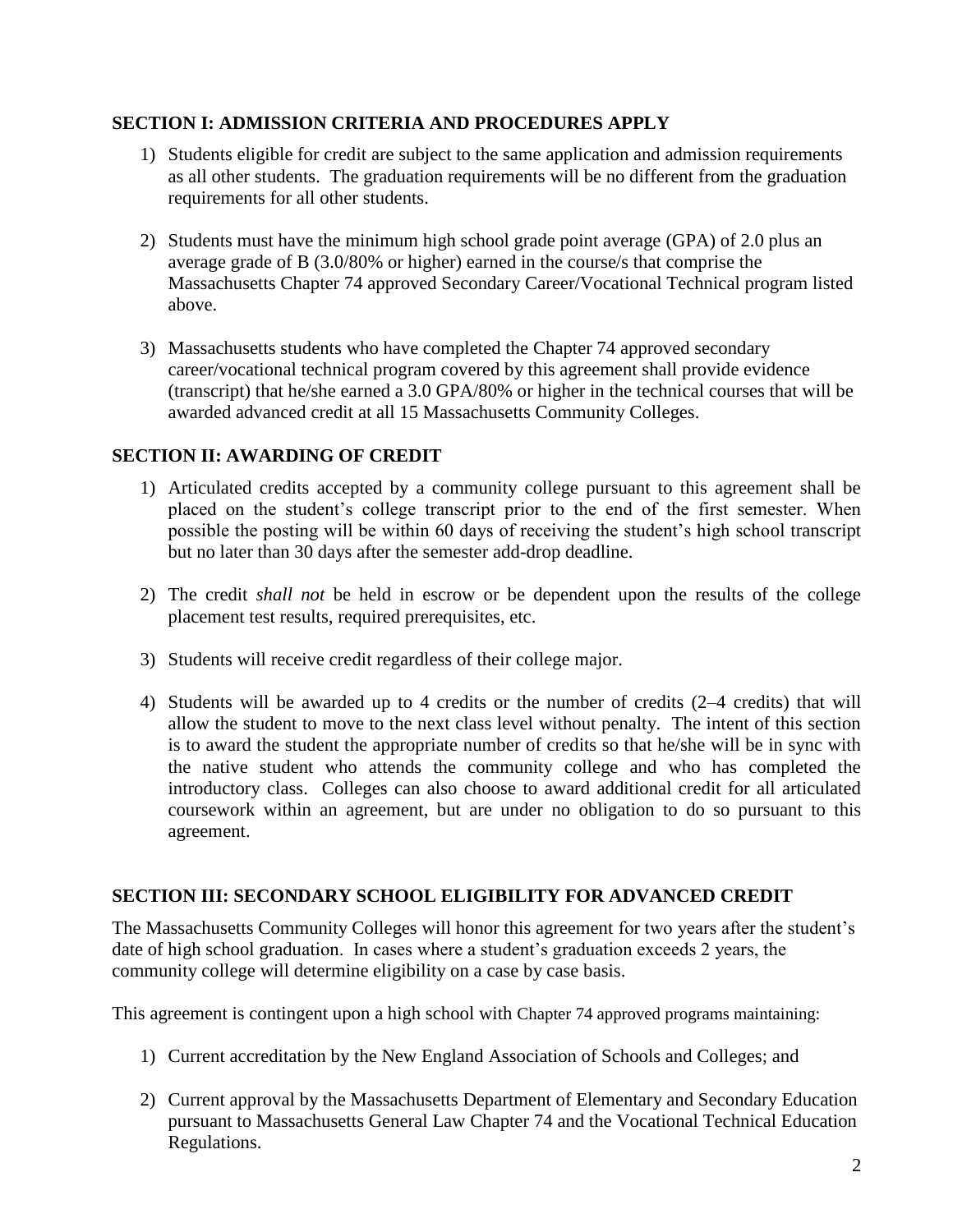## SECTION I: ADMISSION CRITERIA AND PROCEDURES APPLY

1) Students eligible for credit are subject to the same application and admission requirements as all other students. The graduation requirements will be no different from the graduation requirements for all other students.

2) Students must have the minimum high school grade point average (GPA) of 2.0 plus an average grade of B (3.0/80% or higher) earned in the course/s that comprise the Massachusetts Chapter 74 approved Secondary Career/Vocational Technical program listed above.

3) Massachusetts students who have completed the Chapter 74 approved secondary career/vocational technical program covered by this agreement shall provide evidence (transcript) that he/she earned a 3.0 GPA/80% or higher in the technical courses that will be awarded advanced credit at all 15 Massachusetts Community Colleges.

## SECTION II: AWARDING OF CREDIT

1) Articulated credits accepted by a community college pursuant to this agreement shall be placed on the student's college transcript prior to the end of the first semester. When possible the posting will be within 60 days of receiving the student's high school transcript but no later than 30 days after the semester add-drop deadline.

2) The credit *shall not* be held in escrow or be dependent upon the results of the college placement test results, required prerequisites, etc.

3) Students will receive credit regardless of their college major.

4) Students will be awarded up to 4 credits or the number of credits (2–4 credits) that will allow the student to move to the next class level without penalty. The intent of this section is to award the student the appropriate number of credits so that he/she will be in sync with the native student who attends the community college and who has completed the introductory class. Colleges can also choose to award additional credit for all articulated coursework within an agreement, but are under no obligation to do so pursuant to this agreement.

## SECTION III: SECONDARY SCHOOL ELIGIBILITY FOR ADVANCED CREDIT

The Massachusetts Community Colleges will honor this agreement for two years after the student's date of high school graduation. In cases where a student's graduation exceeds 2 years, the community college will determine eligibility on a case by case basis.

This agreement is contingent upon a high school with Chapter 74 approved programs maintaining:

1) Current accreditation by the New England Association of Schools and Colleges; and

2) Current approval by the Massachusetts Department of Elementary and Secondary Education pursuant to Massachusetts General Law Chapter 74 and the Vocational Technical Education Regulations.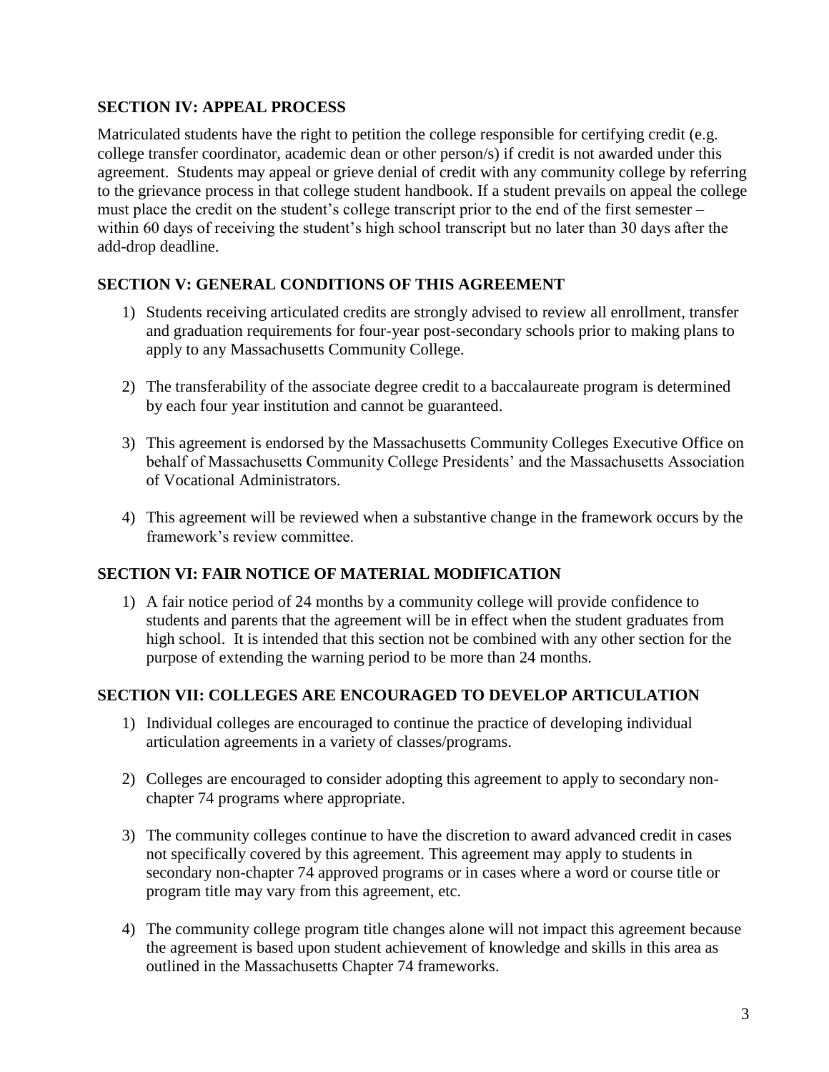## SECTION IV: APPEAL PROCESS

Matriculated students have the right to petition the college responsible for certifying credit (e.g. college transfer coordinator, academic dean or other person/s) if credit is not awarded under this agreement. Students may appeal or grieve denial of credit with any community college by referring to the grievance process in that college student handbook. If a student prevails on appeal the college must place the credit on the student's college transcript prior to the end of the first semester – within 60 days of receiving the student's high school transcript but no later than 30 days after the add-drop deadline.

## SECTION V: GENERAL CONDITIONS OF THIS AGREEMENT

1) Students receiving articulated credits are strongly advised to review all enrollment, transfer and graduation requirements for four-year post-secondary schools prior to making plans to apply to any Massachusetts Community College.

2) The transferability of the associate degree credit to a baccalaureate program is determined by each four year institution and cannot be guaranteed.

3) This agreement is endorsed by the Massachusetts Community Colleges Executive Office on behalf of Massachusetts Community College Presidents' and the Massachusetts Association of Vocational Administrators.

4) This agreement will be reviewed when a substantive change in the framework occurs by the framework's review committee.

## SECTION VI: FAIR NOTICE OF MATERIAL MODIFICATION

1) A fair notice period of 24 months by a community college will provide confidence to students and parents that the agreement will be in effect when the student graduates from high school. It is intended that this section not be combined with any other section for the purpose of extending the warning period to be more than 24 months.

## SECTION VII: COLLEGES ARE ENCOURAGED TO DEVELOP ARTICULATION

1) Individual colleges are encouraged to continue the practice of developing individual articulation agreements in a variety of classes/programs.

2) Colleges are encouraged to consider adopting this agreement to apply to secondary non-chapter 74 programs where appropriate.

3) The community colleges continue to have the discretion to award advanced credit in cases not specifically covered by this agreement. This agreement may apply to students in secondary non-chapter 74 approved programs or in cases where a word or course title or program title may vary from this agreement, etc.

4) The community college program title changes alone will not impact this agreement because the agreement is based upon student achievement of knowledge and skills in this area as outlined in the Massachusetts Chapter 74 frameworks.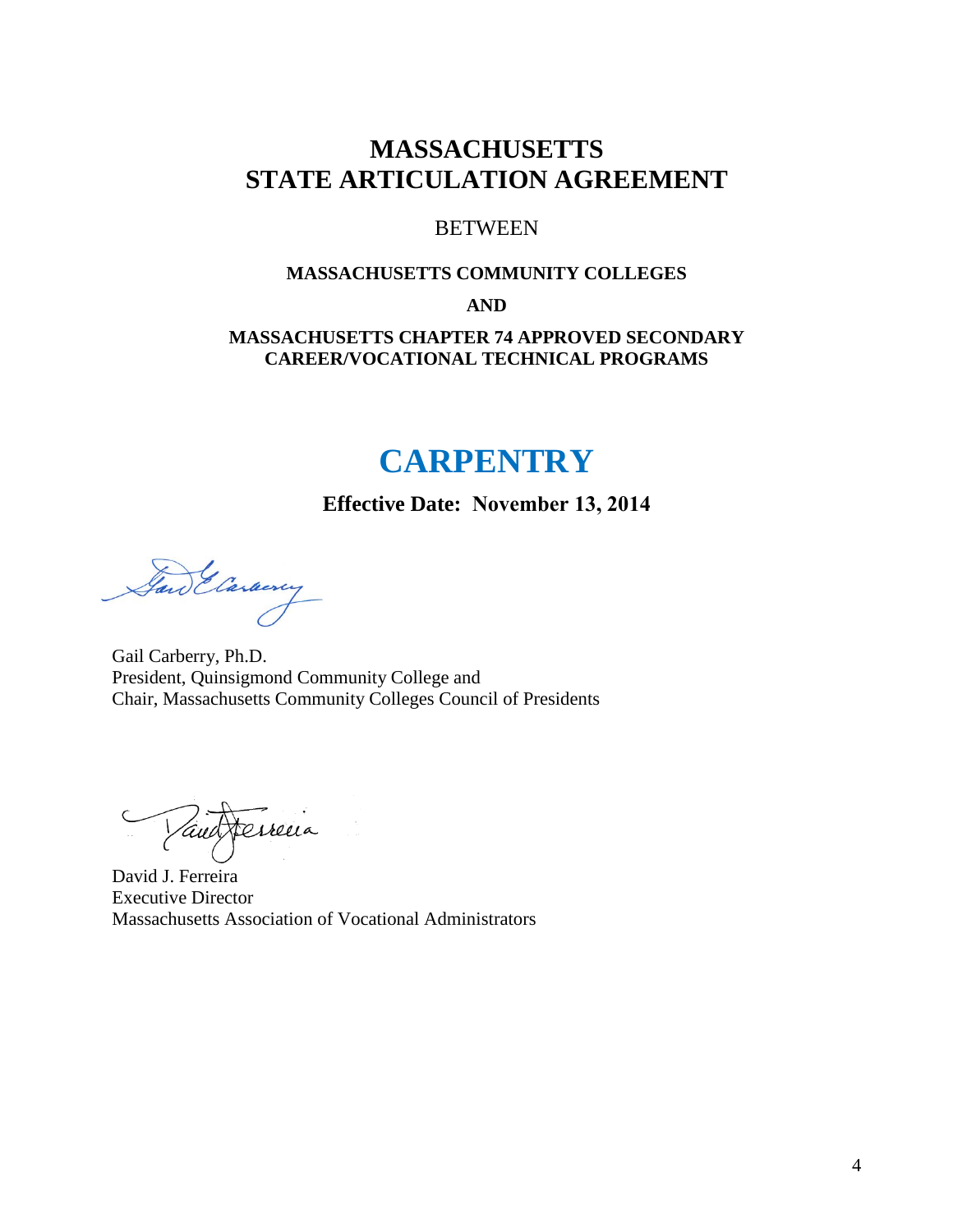# MASSACHUSETTS STATE ARTICULATION AGREEMENT

BETWEEN

**MASSACHUSETTS COMMUNITY COLLEGES**

**AND**

**MASSACHUSETTS CHAPTER 74 APPROVED SECONDARY CAREER/VOCATIONAL TECHNICAL PROGRAMS**

# CARPENTRY

**Effective Date: November 13, 2014**

Gail Carberry, Ph.D.
President, Quinsigmond Community College and
Chair, Massachusetts Community Colleges Council of Presidents

David J. Ferreira
Executive Director
Massachusetts Association of Vocational Administrators